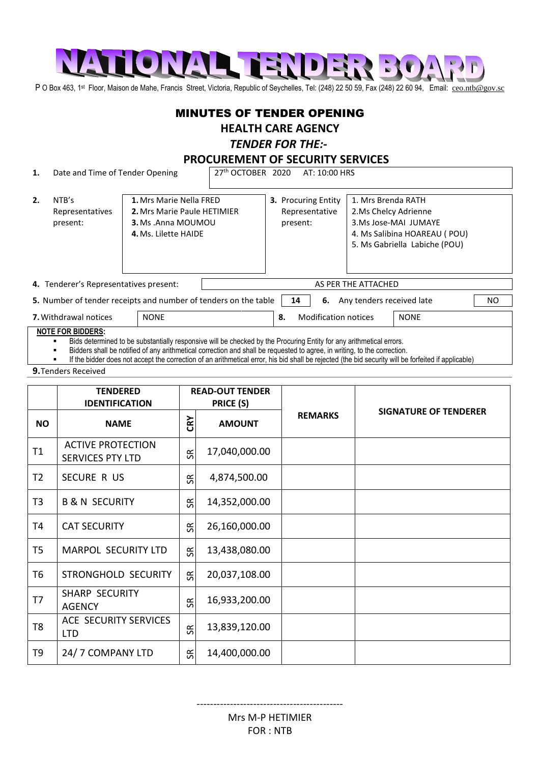# NATIONAL TENDER BOARD

P O Box 463, 1st Floor, Maison de Mahe, Francis Street, Victoria, Republic of Seychelles, Tel: (248) 22 50 59, Fax (248) 22 60 94, Email: ceo.ntb@gov.sc

## MINUTES OF TENDER OPENING

## HEALTH CARE AGENCY

### *TENDER FOR THE:-*

### PROCUREMENT OF SECURITY SERVICES

**1.** Date and Time of Tender Opening: 27th OCTOBER 2020 AT: 10:00 HRS

**2.** NTB's Representatives present:
1. Mrs Marie Nella FRED
2. Mrs Marie Paule HETIMIER
3. Ms .Anna MOUMOU
4. Ms. Lilette HAIDE

**3.** Procuring Entity Representative present:
1. Mrs Brenda RATH
2. Ms Chelcy Adrienne
3. Ms Jose-MAI JUMAYE
4. Ms Salibina HOAREAU ( POU)
5. Ms Gabriella Labiche (POU)

**4.** Tenderer's Representatives present: AS PER THE ATTACHED

**5.** Number of tender receipts and number of tenders on the table: 14

**6.** Any tenders received late: NO

**7.** Withdrawal notices: NONE

**8.** Modification notices: NONE

**NOTE FOR BIDDERS:**

- Bids determined to be substantially responsive will be checked by the Procuring Entity for any arithmetical errors.
- Bidders shall be notified of any arithmetical correction and shall be requested to agree, in writing, to the correction.
- If the bidder does not accept the correction of an arithmetical error, his bid shall be rejected (the bid security will be forfeited if applicable)

**9.** Tenders Received

| NO | TENDERED IDENTIFICATION NAME | CRY | READ-OUT TENDER PRICE (S) AMOUNT | REMARKS | SIGNATURE OF TENDERER |
|---|---|---|---|---|---|
| T1 | ACTIVE PROTECTION SERVICES PTY LTD | SR | 17,040,000.00 | | |
| T2 | SECURE R US | SR | 4,874,500.00 | | |
| T3 | B & N SECURITY | SR | 14,352,000.00 | | |
| T4 | CAT SECURITY | SR | 26,160,000.00 | | |
| T5 | MARPOL SECURITY LTD | SR | 13,438,080.00 | | |
| T6 | STRONGHOLD SECURITY | SR | 20,037,108.00 | | |
| T7 | SHARP SECURITY AGENCY | SR | 16,933,200.00 | | |
| T8 | ACE SECURITY SERVICES LTD | SR | 13,839,120.00 | | |
| T9 | 24/ 7 COMPANY LTD | SR | 14,400,000.00 | | |

--------------------------------------------

Mrs M-P HETIMIER
FOR : NTB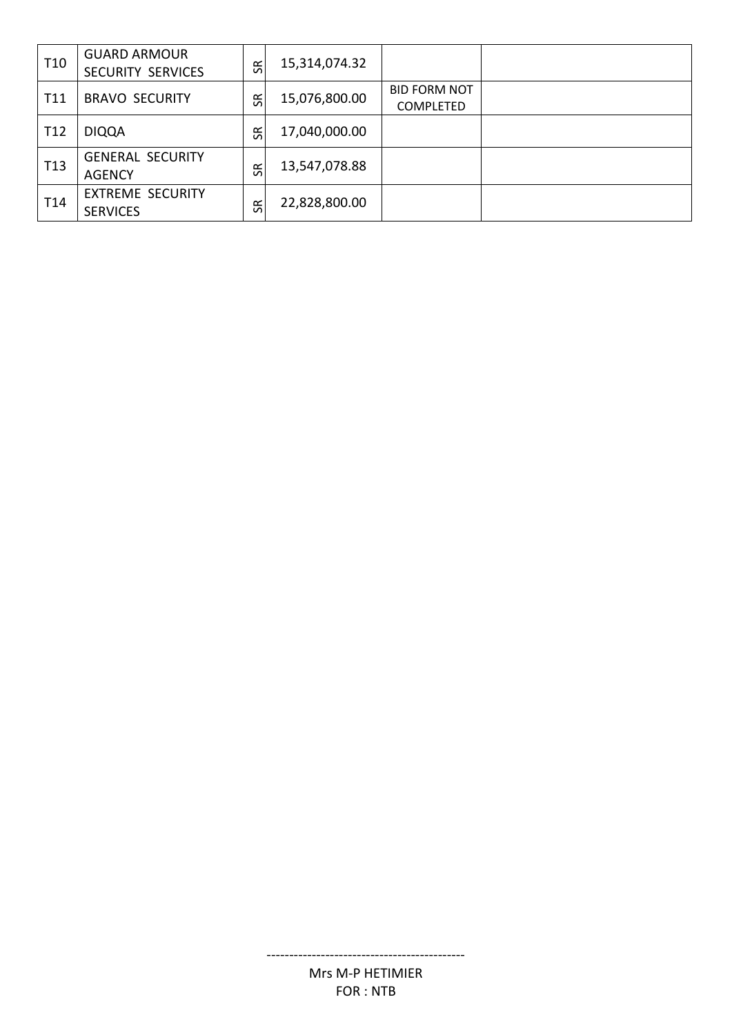| | | | | | |
|---|---|---|---|---|---|
| T10 | GUARD ARMOUR SECURITY SERVICES | SR | 15,314,074.32 | | |
| T11 | BRAVO SECURITY | SR | 15,076,800.00 | BID FORM NOT COMPLETED | |
| T12 | DIQQA | SR | 17,040,000.00 | | |
| T13 | GENERAL SECURITY AGENCY | SR | 13,547,078.88 | | |
| T14 | EXTREME SECURITY SERVICES | SR | 22,828,800.00 | | |

--------------------------------------------

Mrs M-P HETIMIER
FOR : NTB